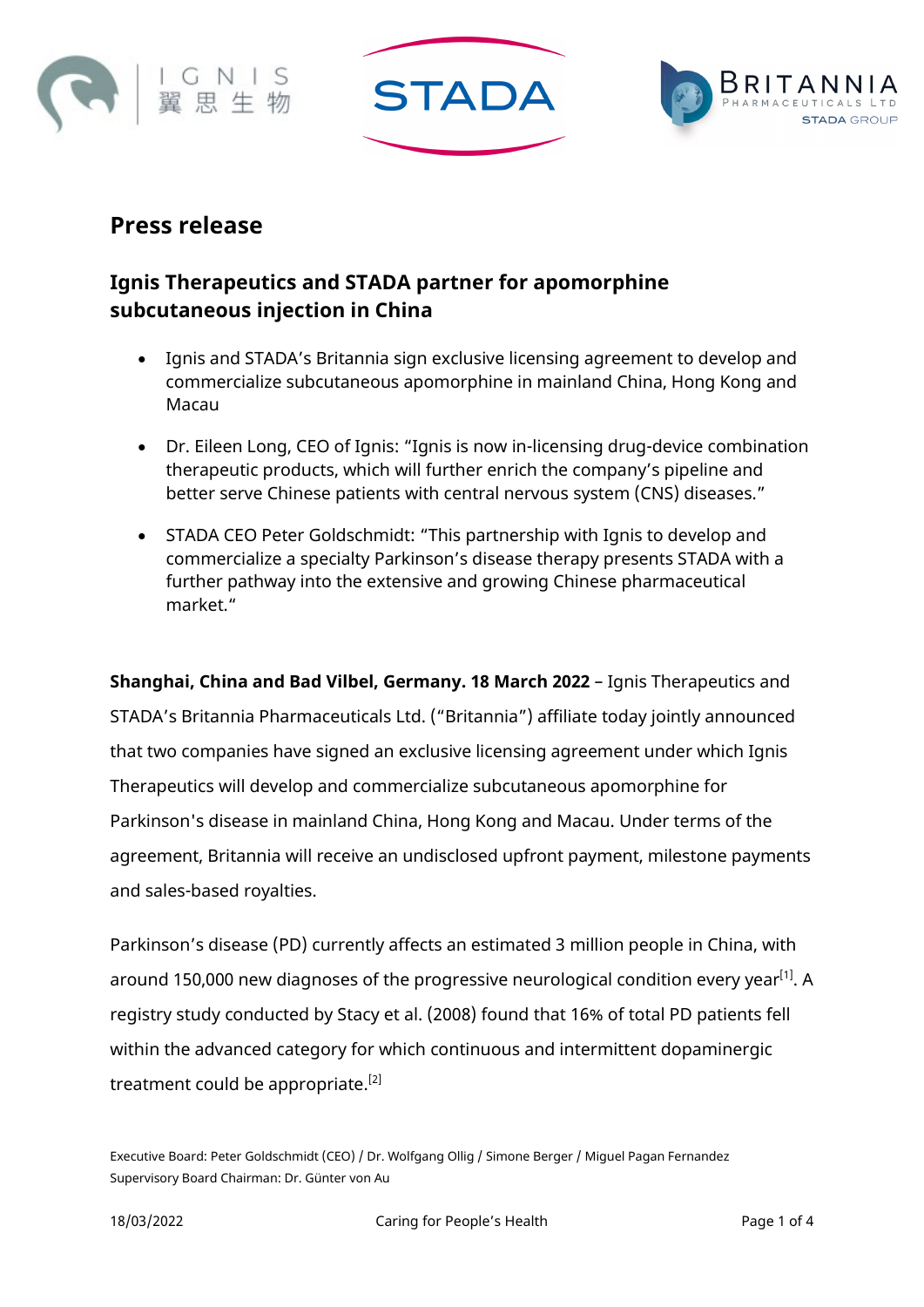# Press release

## Ignis Therapeutics and STADA partner for apomorphine subcutaneous injection in China

- Ignis and STADA's Britannia sign exclusive licensing agreement to develop and commercialize subcutaneous apomorphine in mainland China, Hong Kong and Macau
- Dr. Eileen Long, CEO of Ignis: "Ignis is now in-licensing drug-device combination therapeutic products, which will further enrich the company's pipeline and better serve Chinese patients with central nervous system (CNS) diseases."
- STADA CEO Peter Goldschmidt: "This partnership with Ignis to develop and commercialize a specialty Parkinson's disease therapy presents STADA with a further pathway into the extensive and growing Chinese pharmaceutical market."

**Shanghai, China and Bad Vilbel, Germany. 18 March 2022** – Ignis Therapeutics and STADA's Britannia Pharmaceuticals Ltd. ("Britannia") affiliate today jointly announced that two companies have signed an exclusive licensing agreement under which Ignis Therapeutics will develop and commercialize subcutaneous apomorphine for Parkinson's disease in mainland China, Hong Kong and Macau. Under terms of the agreement, Britannia will receive an undisclosed upfront payment, milestone payments and sales-based royalties.

Parkinson's disease (PD) currently affects an estimated 3 million people in China, with around 150,000 new diagnoses of the progressive neurological condition every year[1]. A registry study conducted by Stacy et al. (2008) found that 16% of total PD patients fell within the advanced category for which continuous and intermittent dopaminergic treatment could be appropriate.[2]

Executive Board: Peter Goldschmidt (CEO) / Dr. Wolfgang Ollig / Simone Berger / Miguel Pagan Fernandez
Supervisory Board Chairman: Dr. Günter von Au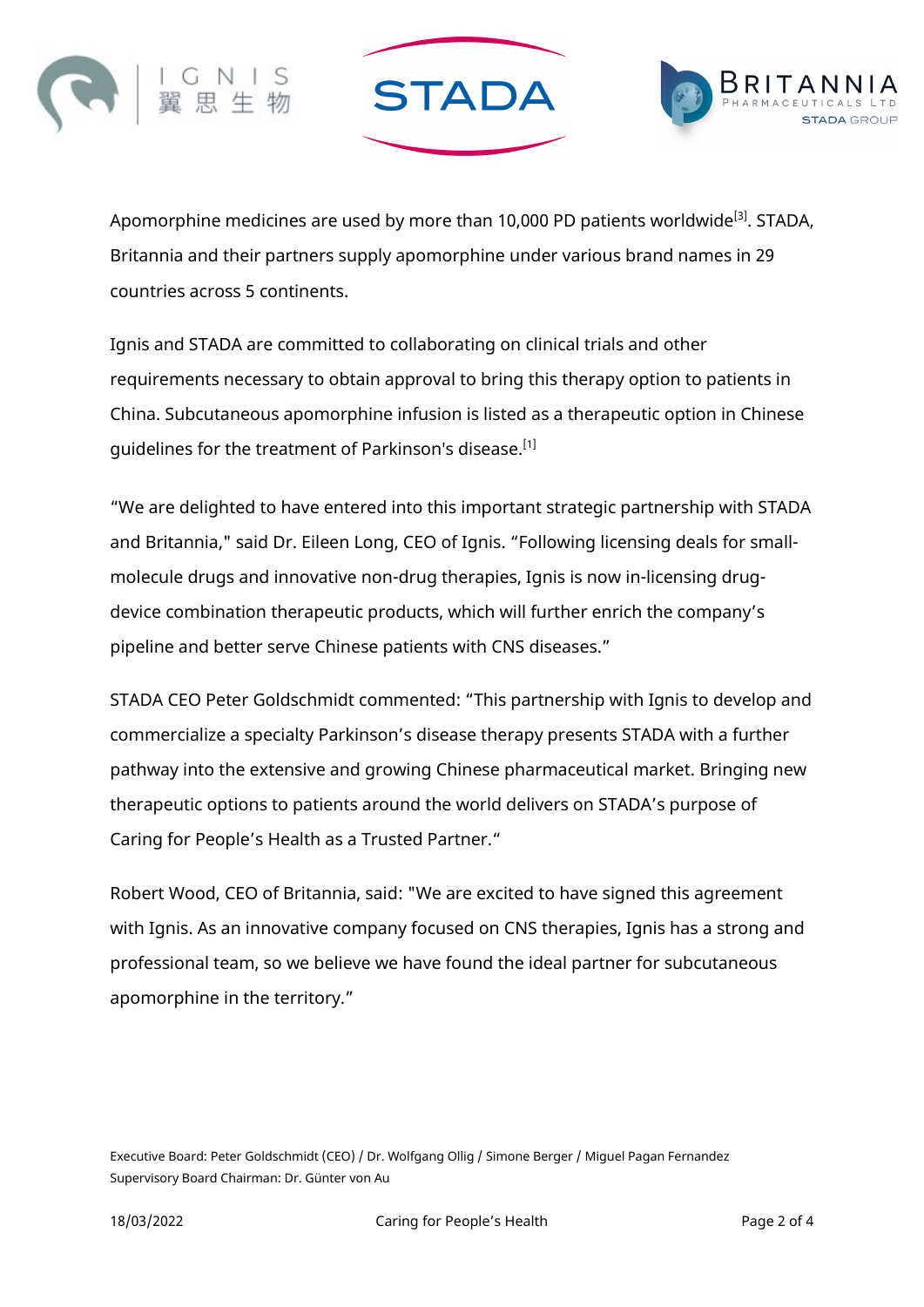Apomorphine medicines are used by more than 10,000 PD patients worldwide[3]. STADA, Britannia and their partners supply apomorphine under various brand names in 29 countries across 5 continents.

Ignis and STADA are committed to collaborating on clinical trials and other requirements necessary to obtain approval to bring this therapy option to patients in China. Subcutaneous apomorphine infusion is listed as a therapeutic option in Chinese guidelines for the treatment of Parkinson's disease.[1]

“We are delighted to have entered into this important strategic partnership with STADA and Britannia," said Dr. Eileen Long, CEO of Ignis. “Following licensing deals for small-molecule drugs and innovative non-drug therapies, Ignis is now in-licensing drug-device combination therapeutic products, which will further enrich the company’s pipeline and better serve Chinese patients with CNS diseases.”

STADA CEO Peter Goldschmidt commented: “This partnership with Ignis to develop and commercialize a specialty Parkinson’s disease therapy presents STADA with a further pathway into the extensive and growing Chinese pharmaceutical market. Bringing new therapeutic options to patients around the world delivers on STADA’s purpose of Caring for People’s Health as a Trusted Partner.“

Robert Wood, CEO of Britannia, said: "We are excited to have signed this agreement with Ignis. As an innovative company focused on CNS therapies, Ignis has a strong and professional team, so we believe we have found the ideal partner for subcutaneous apomorphine in the territory.”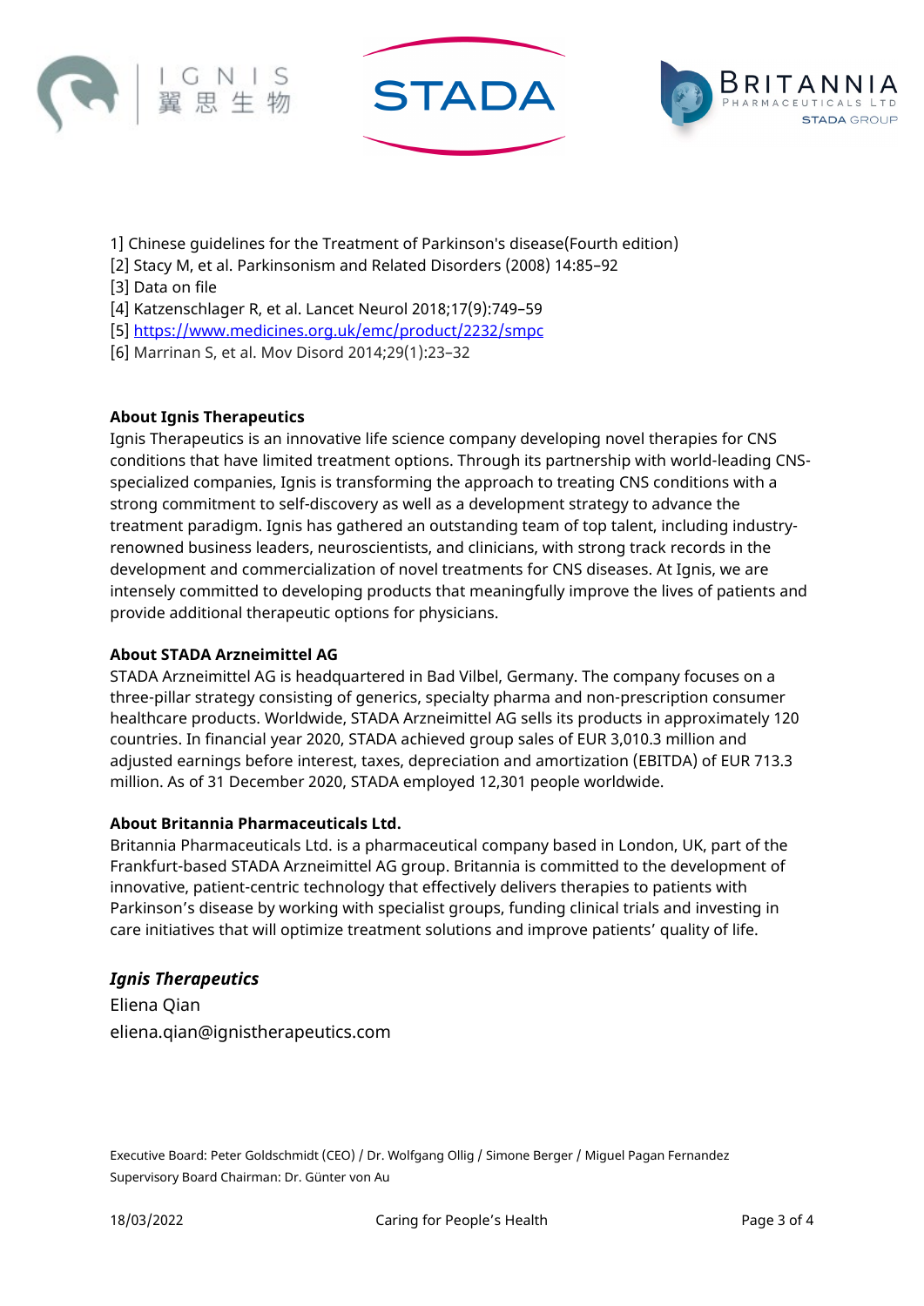1] Chinese guidelines for the Treatment of Parkinson's disease(Fourth edition)
[2] Stacy M, et al. Parkinsonism and Related Disorders (2008) 14:85–92
[3] Data on file
[4] Katzenschlager R, et al. Lancet Neurol 2018;17(9):749–59
[5] https://www.medicines.org.uk/emc/product/2232/smpc
[6] Marrinan S, et al. Mov Disord 2014;29(1):23–32

**About Ignis Therapeutics**
Ignis Therapeutics is an innovative life science company developing novel therapies for CNS conditions that have limited treatment options. Through its partnership with world-leading CNS-specialized companies, Ignis is transforming the approach to treating CNS conditions with a strong commitment to self-discovery as well as a development strategy to advance the treatment paradigm. Ignis has gathered an outstanding team of top talent, including industry-renowned business leaders, neuroscientists, and clinicians, with strong track records in the development and commercialization of novel treatments for CNS diseases. At Ignis, we are intensely committed to developing products that meaningfully improve the lives of patients and provide additional therapeutic options for physicians.

**About STADA Arzneimittel AG**
STADA Arzneimittel AG is headquartered in Bad Vilbel, Germany. The company focuses on a three-pillar strategy consisting of generics, specialty pharma and non-prescription consumer healthcare products. Worldwide, STADA Arzneimittel AG sells its products in approximately 120 countries. In financial year 2020, STADA achieved group sales of EUR 3,010.3 million and adjusted earnings before interest, taxes, depreciation and amortization (EBITDA) of EUR 713.3 million. As of 31 December 2020, STADA employed 12,301 people worldwide.

**About Britannia Pharmaceuticals Ltd.**
Britannia Pharmaceuticals Ltd. is a pharmaceutical company based in London, UK, part of the Frankfurt-based STADA Arzneimittel AG group. Britannia is committed to the development of innovative, patient-centric technology that effectively delivers therapies to patients with Parkinson's disease by working with specialist groups, funding clinical trials and investing in care initiatives that will optimize treatment solutions and improve patients' quality of life.

***Ignis Therapeutics***
Eliena Qian
eliena.qian@ignistherapeutics.com

Executive Board: Peter Goldschmidt (CEO) / Dr. Wolfgang Ollig / Simone Berger / Miguel Pagan Fernandez
Supervisory Board Chairman: Dr. Günter von Au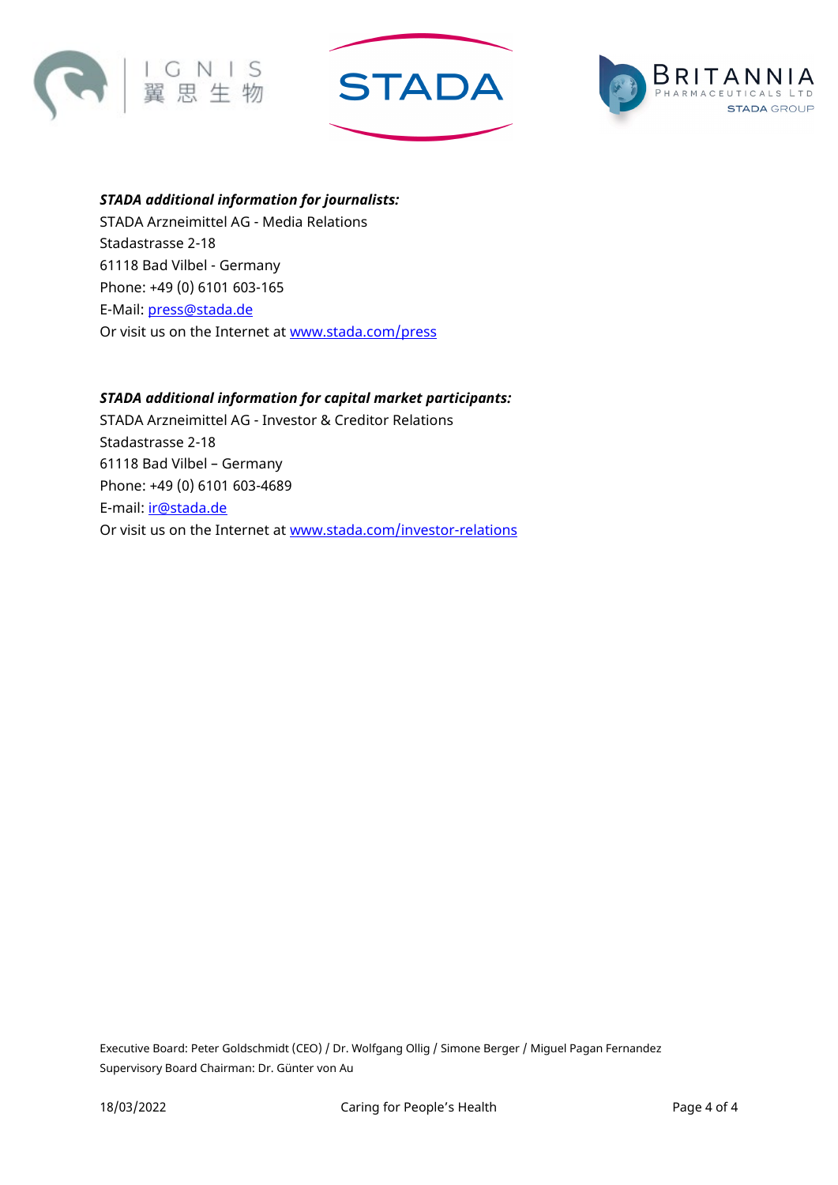***STADA additional information for journalists:***
STADA Arzneimittel AG - Media Relations
Stadastrasse 2-18
61118 Bad Vilbel - Germany
Phone: +49 (0) 6101 603-165
E-Mail: press@stada.de
Or visit us on the Internet at www.stada.com/press

***STADA additional information for capital market participants:***
STADA Arzneimittel AG - Investor & Creditor Relations
Stadastrasse 2-18
61118 Bad Vilbel – Germany
Phone: +49 (0) 6101 603-4689
E-mail: ir@stada.de
Or visit us on the Internet at www.stada.com/investor-relations

Executive Board: Peter Goldschmidt (CEO) / Dr. Wolfgang Ollig / Simone Berger / Miguel Pagan Fernandez
Supervisory Board Chairman: Dr. Günter von Au

18/03/2022 Caring for People's Health